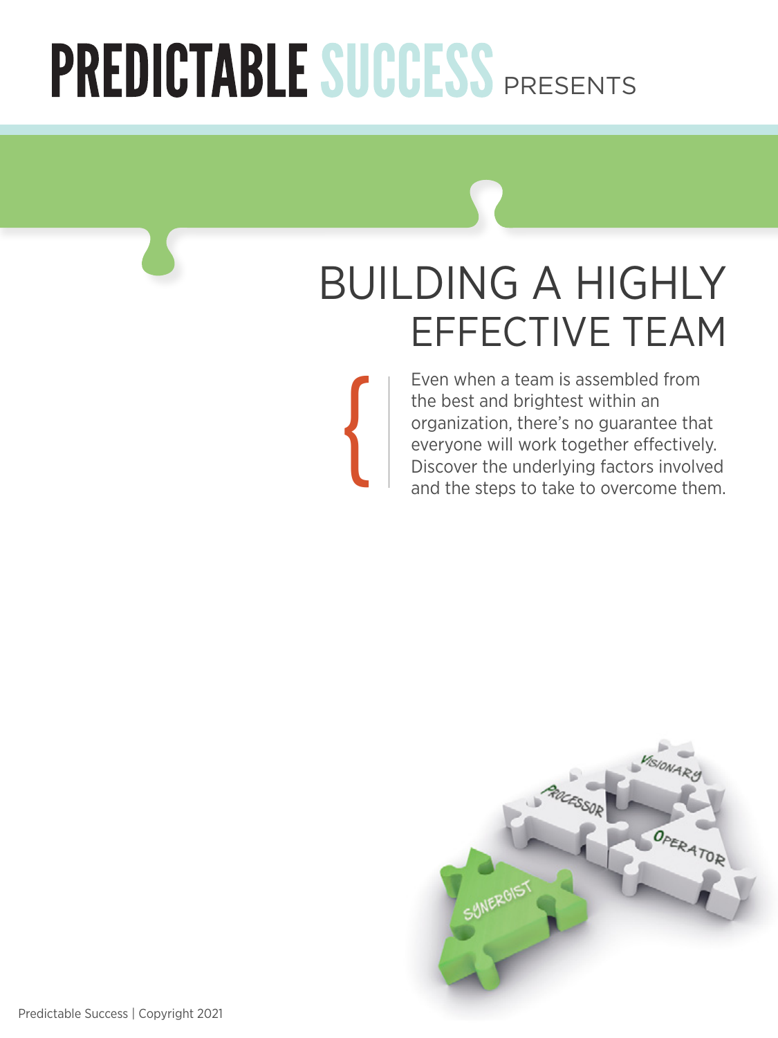# PREDICTABLE SUCCESS PRESENTS

## BUILDING A HIGHLY EFFECTIVE TEAM

Even when a team is assembled from the best and brightest within an organization, there's no guarantee that everyone will work together effectively. Discover the underlying factors involved and the steps to take to overcome them.

Predictable Success | Copyright 2021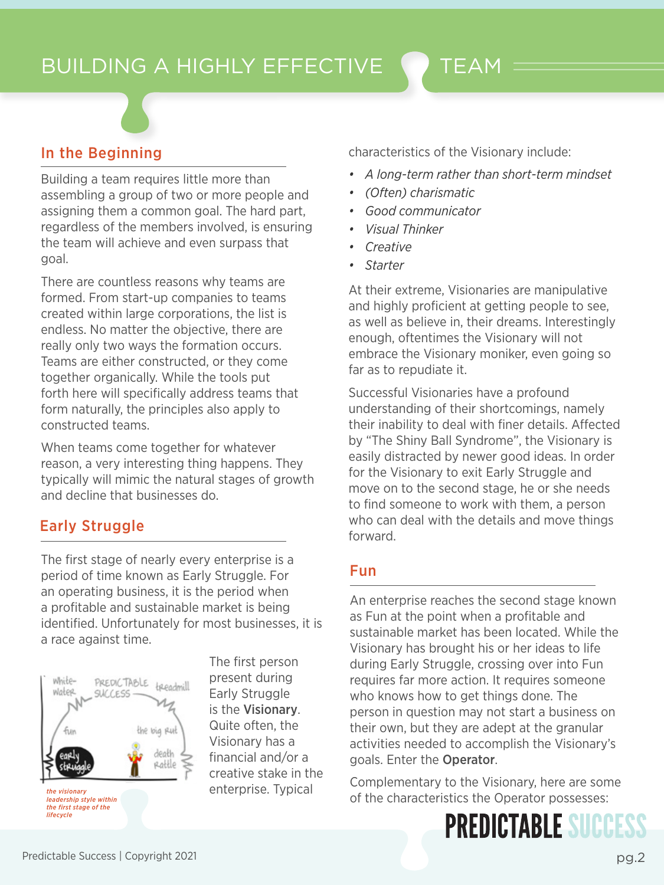# BUILDING A HIGHLY EFFECTIVE TEAM

## In the Beginning

Building a team requires little more than assembling a group of two or more people and assigning them a common goal. The hard part, regardless of the members involved, is ensuring the team will achieve and even surpass that goal.

There are countless reasons why teams are formed. From start-up companies to teams created within large corporations, the list is endless. No matter the objective, there are really only two ways the formation occurs. Teams are either constructed, or they come together organically. While the tools put forth here will specifically address teams that form naturally, the principles also apply to constructed teams.

When teams come together for whatever reason, a very interesting thing happens. They typically will mimic the natural stages of growth and decline that businesses do.

## Early Struggle

The first stage of nearly every enterprise is a period of time known as Early Struggle. For an operating business, it is the period when a profitable and sustainable market is being identified. Unfortunately for most businesses, it is a race against time.

*the visionary leadership style within the first stage of the lifecycle*

The first person present during Early Struggle is the **Visionary**. Quite often, the Visionary has a financial and/or a creative stake in the enterprise. Typical characteristics of the Visionary include:

- *A long-term rather than short-term mindset*
- *(Often) charismatic*
- *Good communicator*
- *Visual Thinker*
- *Creative*
- *Starter*

At their extreme, Visionaries are manipulative and highly proficient at getting people to see, as well as believe in, their dreams. Interestingly enough, oftentimes the Visionary will not embrace the Visionary moniker, even going so far as to repudiate it.

Successful Visionaries have a profound understanding of their shortcomings, namely their inability to deal with finer details. Affected by "The Shiny Ball Syndrome", the Visionary is easily distracted by newer good ideas. In order for the Visionary to exit Early Struggle and move on to the second stage, he or she needs to find someone to work with them, a person who can deal with the details and move things forward.

## Fun

An enterprise reaches the second stage known as Fun at the point when a profitable and sustainable market has been located. While the Visionary has brought his or her ideas to life during Early Struggle, crossing over into Fun requires far more action. It requires someone who knows how to get things done. The person in question may not start a business on their own, but they are adept at the granular activities needed to accomplish the Visionary's goals. Enter the **Operator**.

Complementary to the Visionary, here are some of the characteristics the Operator possesses: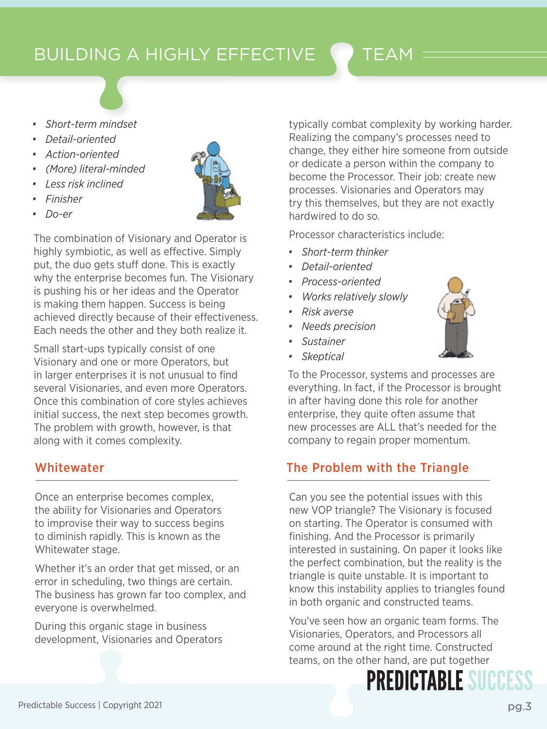- *Short-term mindset*
- *Detail-oriented*
- *Action-oriented*
- *(More) literal-minded*
- *Less risk inclined*
- *Finisher*
- *Do-er*

The combination of Visionary and Operator is highly symbiotic, as well as effective. Simply put, the duo gets stuff done. This is exactly why the enterprise becomes fun. The Visionary is pushing his or her ideas and the Operator is making them happen. Success is being achieved directly because of their effectiveness. Each needs the other and they both realize it.

Small start-ups typically consist of one Visionary and one or more Operators, but in larger enterprises it is not unusual to find several Visionaries, and even more Operators. Once this combination of core styles achieves initial success, the next step becomes growth. The problem with growth, however, is that along with it comes complexity.

## Whitewater

Once an enterprise becomes complex, the ability for Visionaries and Operators to improvise their way to success begins to diminish rapidly. This is known as the Whitewater stage.

Whether it's an order that get missed, or an error in scheduling, two things are certain. The business has grown far too complex, and everyone is overwhelmed.

During this organic stage in business development, Visionaries and Operators typically combat complexity by working harder. Realizing the company's processes need to change, they either hire someone from outside or dedicate a person within the company to become the Processor. Their job: create new processes. Visionaries and Operators may try this themselves, but they are not exactly hardwired to do so.

Processor characteristics include:

- *Short-term thinker*
- *Detail-oriented*
- *Process-oriented*
- *Works relatively slowly*
- *Risk averse*
- *Needs precision*
- *Sustainer*
- *Skeptical*

To the Processor, systems and processes are everything. In fact, if the Processor is brought in after having done this role for another enterprise, they quite often assume that new processes are ALL that's needed for the company to regain proper momentum.

## The Problem with the Triangle

Can you see the potential issues with this new VOP triangle? The Visionary is focused on starting. The Operator is consumed with finishing. And the Processor is primarily interested in sustaining. On paper it looks like the perfect combination, but the reality is the triangle is quite unstable. It is important to know this instability applies to triangles found in both organic and constructed teams.

You've seen how an organic team forms. The Visionaries, Operators, and Processors all come around at the right time. Constructed teams, on the other hand, are put together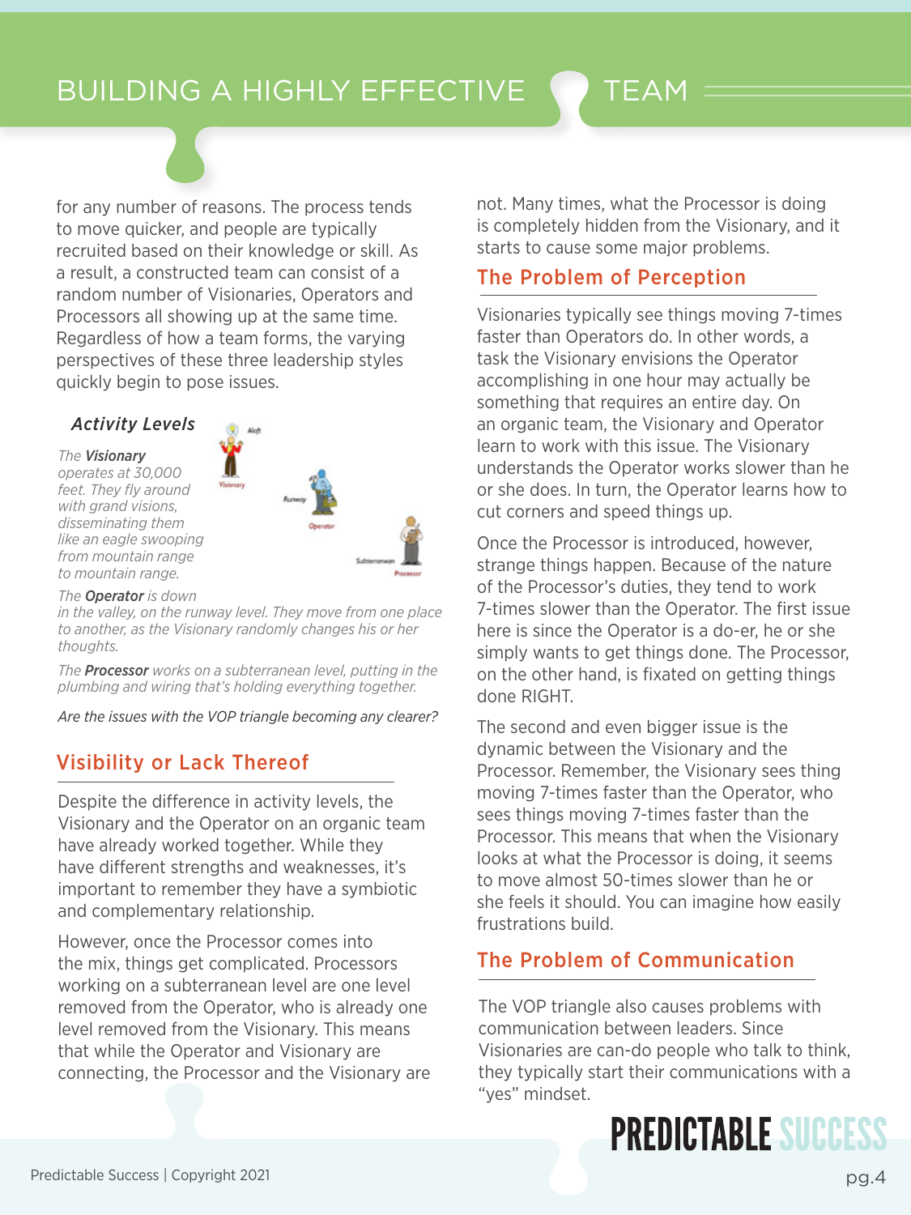for any number of reasons. The process tends to move quicker, and people are typically recruited based on their knowledge or skill. As a result, a constructed team can consist of a random number of Visionaries, Operators and Processors all showing up at the same time. Regardless of how a team forms, the varying perspectives of these three leadership styles quickly begin to pose issues.

### *Activity Levels*

*The **Visionary** operates at 30,000 feet. They fly around with grand visions, disseminating them like an eagle swooping from mountain range to mountain range.*

*The **Operator** is down in the valley, on the runway level. They move from one place to another, as the Visionary randomly changes his or her thoughts.*

*The **Processor** works on a subterranean level, putting in the plumbing and wiring that's holding everything together.*

*Are the issues with the VOP triangle becoming any clearer?*

## Visibility or Lack Thereof

Despite the difference in activity levels, the Visionary and the Operator on an organic team have already worked together. While they have different strengths and weaknesses, it's important to remember they have a symbiotic and complementary relationship.

However, once the Processor comes into the mix, things get complicated. Processors working on a subterranean level are one level removed from the Operator, who is already one level removed from the Visionary. This means that while the Operator and Visionary are connecting, the Processor and the Visionary are not. Many times, what the Processor is doing is completely hidden from the Visionary, and it starts to cause some major problems.

## The Problem of Perception

Visionaries typically see things moving 7-times faster than Operators do. In other words, a task the Visionary envisions the Operator accomplishing in one hour may actually be something that requires an entire day. On an organic team, the Visionary and Operator learn to work with this issue. The Visionary understands the Operator works slower than he or she does. In turn, the Operator learns how to cut corners and speed things up.

Once the Processor is introduced, however, strange things happen. Because of the nature of the Processor's duties, they tend to work 7-times slower than the Operator. The first issue here is since the Operator is a do-er, he or she simply wants to get things done. The Processor, on the other hand, is fixated on getting things done RIGHT.

The second and even bigger issue is the dynamic between the Visionary and the Processor. Remember, the Visionary sees thing moving 7-times faster than the Operator, who sees things moving 7-times faster than the Processor. This means that when the Visionary looks at what the Processor is doing, it seems to move almost 50-times slower than he or she feels it should. You can imagine how easily frustrations build.

## The Problem of Communication

The VOP triangle also causes problems with communication between leaders. Since Visionaries are can-do people who talk to think, they typically start their communications with a "yes" mindset.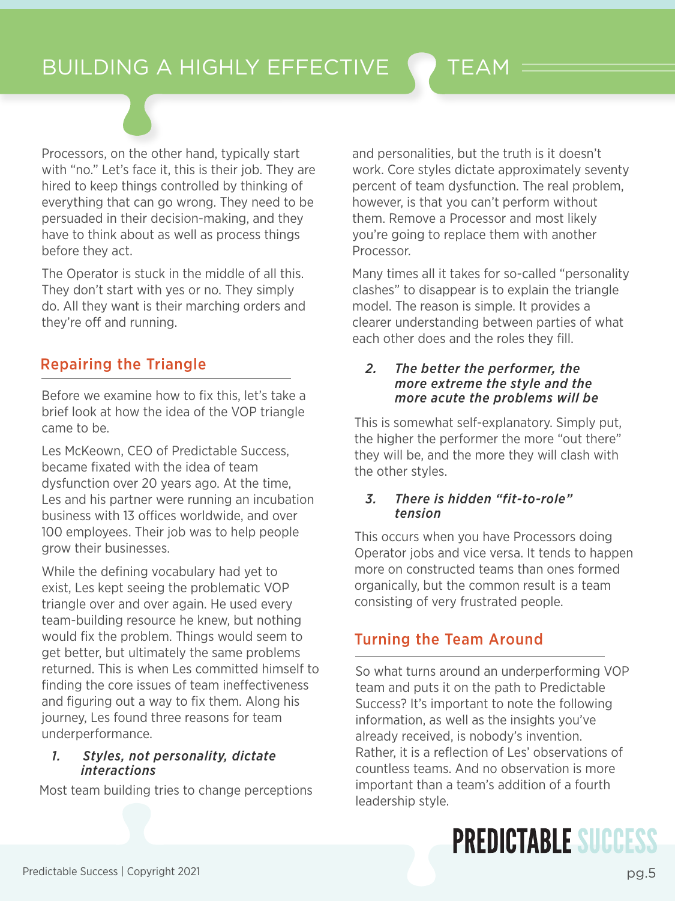Processors, on the other hand, typically start with "no." Let's face it, this is their job. They are hired to keep things controlled by thinking of everything that can go wrong. They need to be persuaded in their decision-making, and they have to think about as well as process things before they act.

The Operator is stuck in the middle of all this. They don't start with yes or no. They simply do. All they want is their marching orders and they're off and running.

## Repairing the Triangle

Before we examine how to fix this, let's take a brief look at how the idea of the VOP triangle came to be.

Les McKeown, CEO of Predictable Success, became fixated with the idea of team dysfunction over 20 years ago. At the time, Les and his partner were running an incubation business with 13 offices worldwide, and over 100 employees. Their job was to help people grow their businesses.

While the defining vocabulary had yet to exist, Les kept seeing the problematic VOP triangle over and over again. He used every team-building resource he knew, but nothing would fix the problem. Things would seem to get better, but ultimately the same problems returned. This is when Les committed himself to finding the core issues of team ineffectiveness and figuring out a way to fix them. Along his journey, Les found three reasons for team underperformance.

### *1. Styles, not personality, dictate interactions*

Most team building tries to change perceptions and personalities, but the truth is it doesn't work. Core styles dictate approximately seventy percent of team dysfunction. The real problem, however, is that you can't perform without them. Remove a Processor and most likely you're going to replace them with another Processor.

Many times all it takes for so-called "personality clashes" to disappear is to explain the triangle model. The reason is simple. It provides a clearer understanding between parties of what each other does and the roles they fill.

### *2. The better the performer, the more extreme the style and the more acute the problems will be*

This is somewhat self-explanatory. Simply put, the higher the performer the more "out there" they will be, and the more they will clash with the other styles.

### *3. There is hidden "fit-to-role" tension*

This occurs when you have Processors doing Operator jobs and vice versa. It tends to happen more on constructed teams than ones formed organically, but the common result is a team consisting of very frustrated people.

## Turning the Team Around

So what turns around an underperforming VOP team and puts it on the path to Predictable Success? It's important to note the following information, as well as the insights you've already received, is nobody's invention. Rather, it is a reflection of Les' observations of countless teams. And no observation is more important than a team's addition of a fourth leadership style.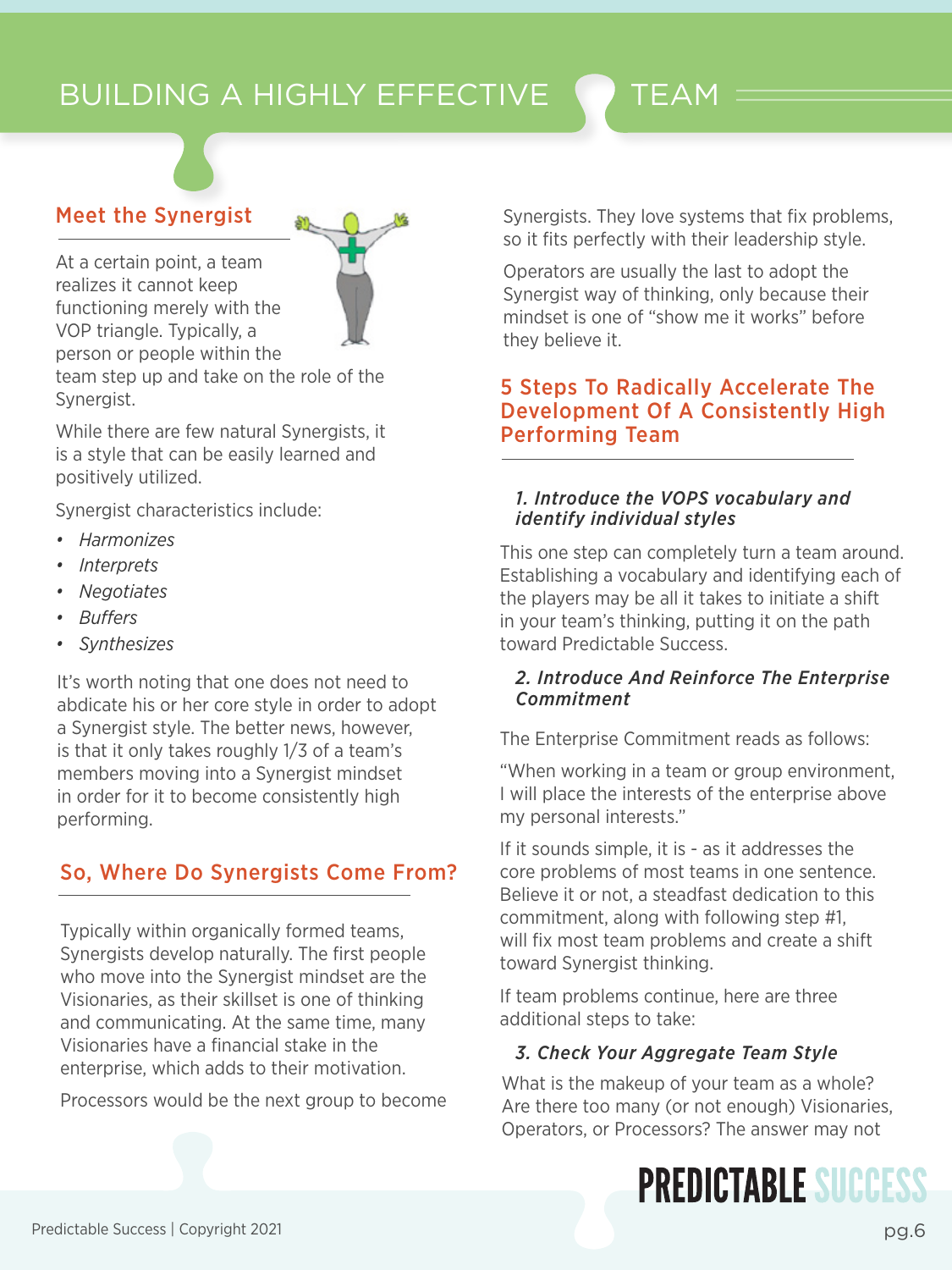## Meet the Synergist

At a certain point, a team realizes it cannot keep functioning merely with the VOP triangle. Typically, a person or people within the team step up and take on the role of the Synergist.

While there are few natural Synergists, it is a style that can be easily learned and positively utilized.

Synergist characteristics include:

- *Harmonizes*
- *Interprets*
- *Negotiates*
- *Buffers*
- *Synthesizes*

It's worth noting that one does not need to abdicate his or her core style in order to adopt a Synergist style. The better news, however, is that it only takes roughly 1/3 of a team's members moving into a Synergist mindset in order for it to become consistently high performing.

## So, Where Do Synergists Come From?

Typically within organically formed teams, Synergists develop naturally. The first people who move into the Synergist mindset are the Visionaries, as their skillset is one of thinking and communicating. At the same time, many Visionaries have a financial stake in the enterprise, which adds to their motivation.

Processors would be the next group to become Synergists. They love systems that fix problems, so it fits perfectly with their leadership style.

Operators are usually the last to adopt the Synergist way of thinking, only because their mindset is one of "show me it works" before they believe it.

## 5 Steps To Radically Accelerate The Development Of A Consistently High Performing Team

### *1. Introduce the VOPS vocabulary and identify individual styles*

This one step can completely turn a team around. Establishing a vocabulary and identifying each of the players may be all it takes to initiate a shift in your team's thinking, putting it on the path toward Predictable Success.

### *2. Introduce And Reinforce The Enterprise Commitment*

The Enterprise Commitment reads as follows:

"When working in a team or group environment, I will place the interests of the enterprise above my personal interests."

If it sounds simple, it is - as it addresses the core problems of most teams in one sentence. Believe it or not, a steadfast dedication to this commitment, along with following step #1, will fix most team problems and create a shift toward Synergist thinking.

If team problems continue, here are three additional steps to take:

### *3. Check Your Aggregate Team Style*

What is the makeup of your team as a whole? Are there too many (or not enough) Visionaries, Operators, or Processors? The answer may not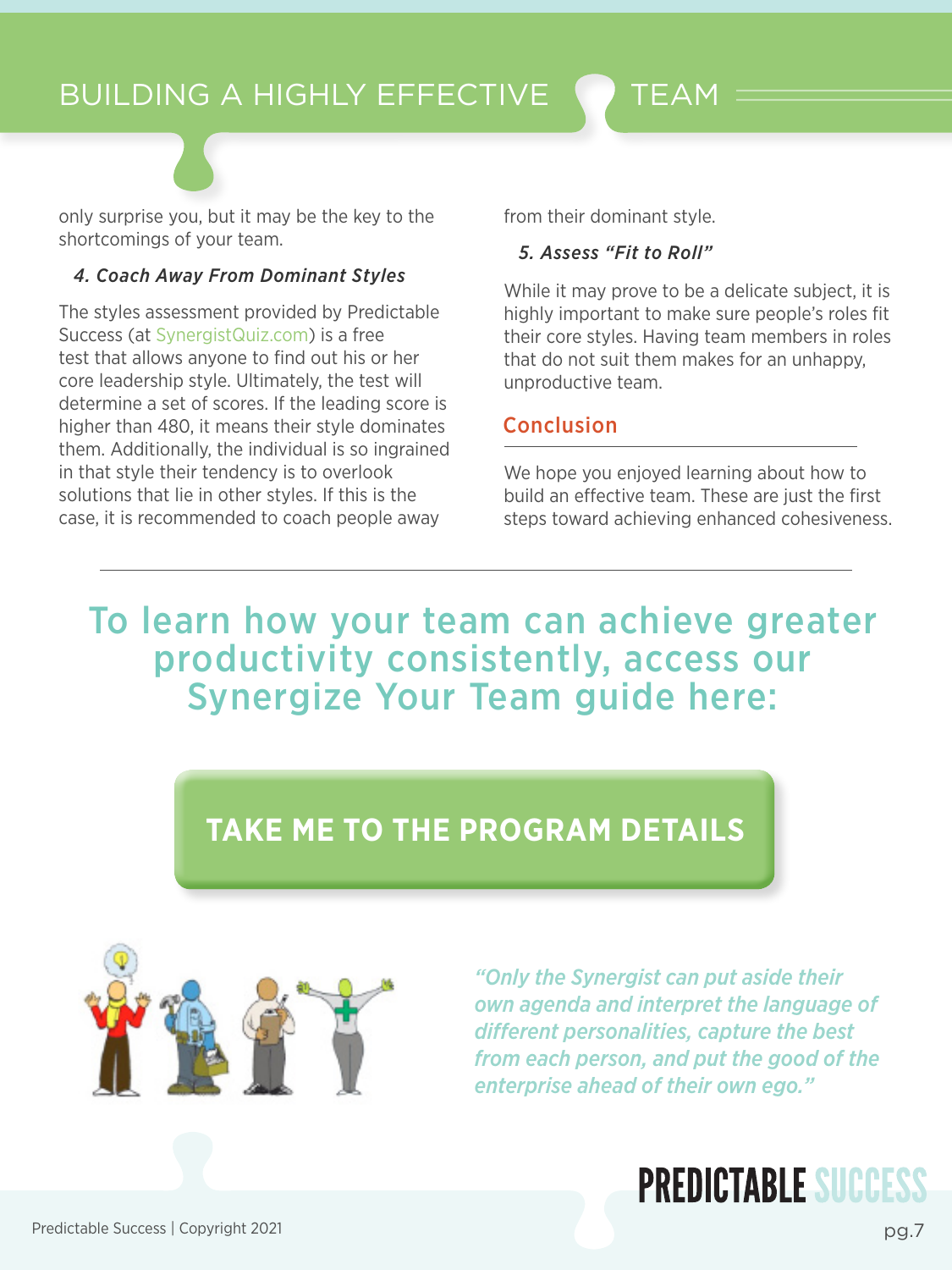only surprise you, but it may be the key to the shortcomings of your team.

*4. Coach Away From Dominant Styles*

The styles assessment provided by Predictable Success (at SynergistQuiz.com) is a free test that allows anyone to find out his or her core leadership style. Ultimately, the test will determine a set of scores. If the leading score is higher than 480, it means their style dominates them. Additionally, the individual is so ingrained in that style their tendency is to overlook solutions that lie in other styles. If this is the case, it is recommended to coach people away from their dominant style.

*5. Assess "Fit to Roll"*

While it may prove to be a delicate subject, it is highly important to make sure people's roles fit their core styles. Having team members in roles that do not suit them makes for an unhappy, unproductive team.

## Conclusion

We hope you enjoyed learning about how to build an effective team. These are just the first steps toward achieving enhanced cohesiveness.

---

## To learn how your team can achieve greater productivity consistently, access our Synergize Your Team guide here:

**TAKE ME TO THE PROGRAM DETAILS**

*"Only the Synergist can put aside their own agenda and interpret the language of different personalities, capture the best from each person, and put the good of the enterprise ahead of their own ego."*

PREDICTABLE SUCCESS